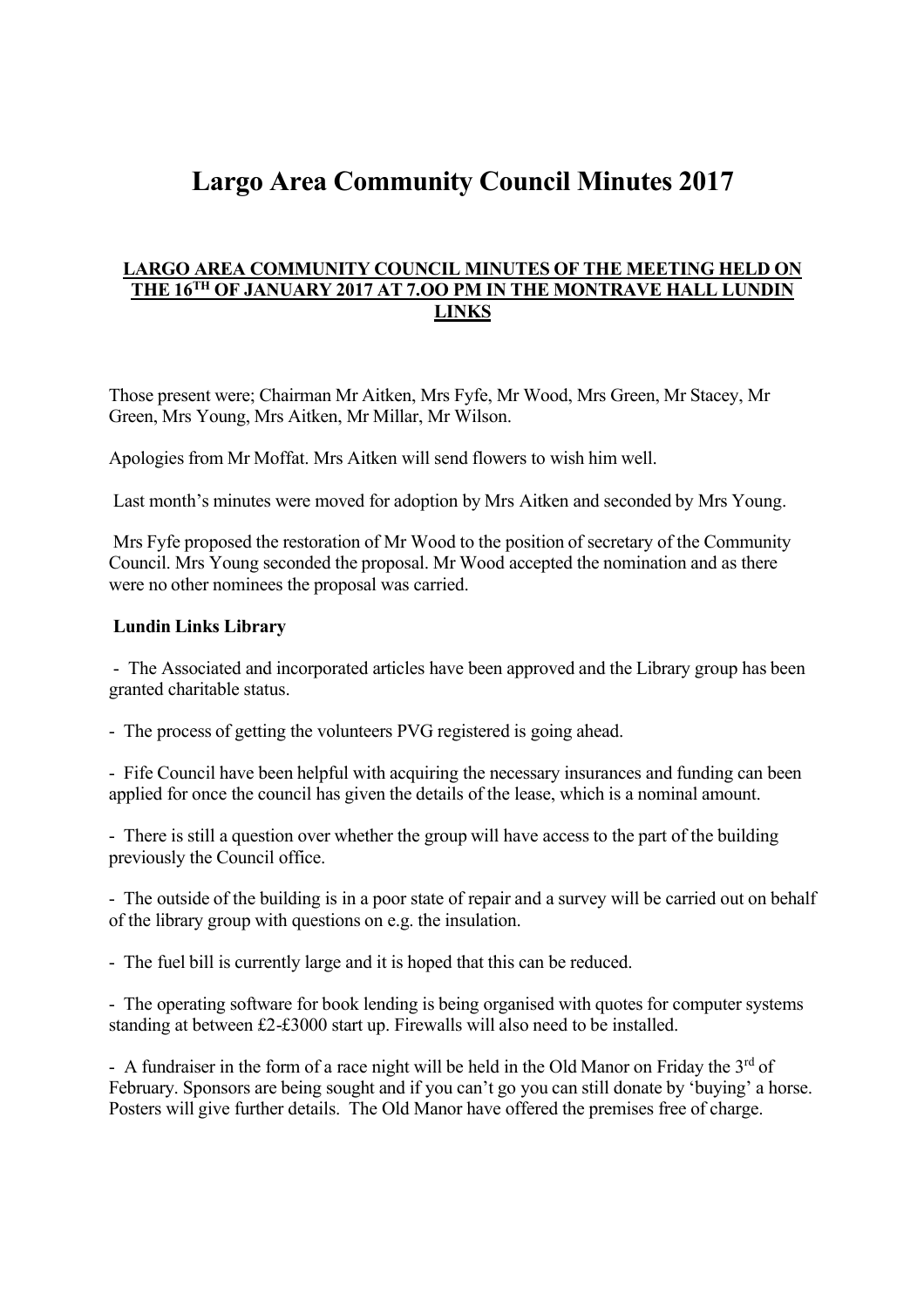# Largo Area Community Council Minutes 2017

## LARGO AREA COMMUNITY COUNCIL MINUTES OF THE MEETING HELD ON THE 16TH OF JANUARY 2017 AT 7.OO PM IN THE MONTRAVE HALL LUNDIN LINKS

Those present were; Chairman Mr Aitken, Mrs Fyfe, Mr Wood, Mrs Green, Mr Stacey, Mr Green, Mrs Young, Mrs Aitken, Mr Millar, Mr Wilson.

Apologies from Mr Moffat. Mrs Aitken will send flowers to wish him well.

Last month's minutes were moved for adoption by Mrs Aitken and seconded by Mrs Young.

Mrs Fyfe proposed the restoration of Mr Wood to the position of secretary of the Community Council. Mrs Young seconded the proposal. Mr Wood accepted the nomination and as there were no other nominees the proposal was carried.

**Lundin Links Library**

- The Associated and incorporated articles have been approved and the Library group has been granted charitable status.

- The process of getting the volunteers PVG registered is going ahead.

- Fife Council have been helpful with acquiring the necessary insurances and funding can been applied for once the council has given the details of the lease, which is a nominal amount.

- There is still a question over whether the group will have access to the part of the building previously the Council office.

- The outside of the building is in a poor state of repair and a survey will be carried out on behalf of the library group with questions on e.g. the insulation.

- The fuel bill is currently large and it is hoped that this can be reduced.

- The operating software for book lending is being organised with quotes for computer systems standing at between £2-£3000 start up. Firewalls will also need to be installed.

- A fundraiser in the form of a race night will be held in the Old Manor on Friday the 3rd of February. Sponsors are being sought and if you can't go you can still donate by 'buying' a horse. Posters will give further details. The Old Manor have offered the premises free of charge.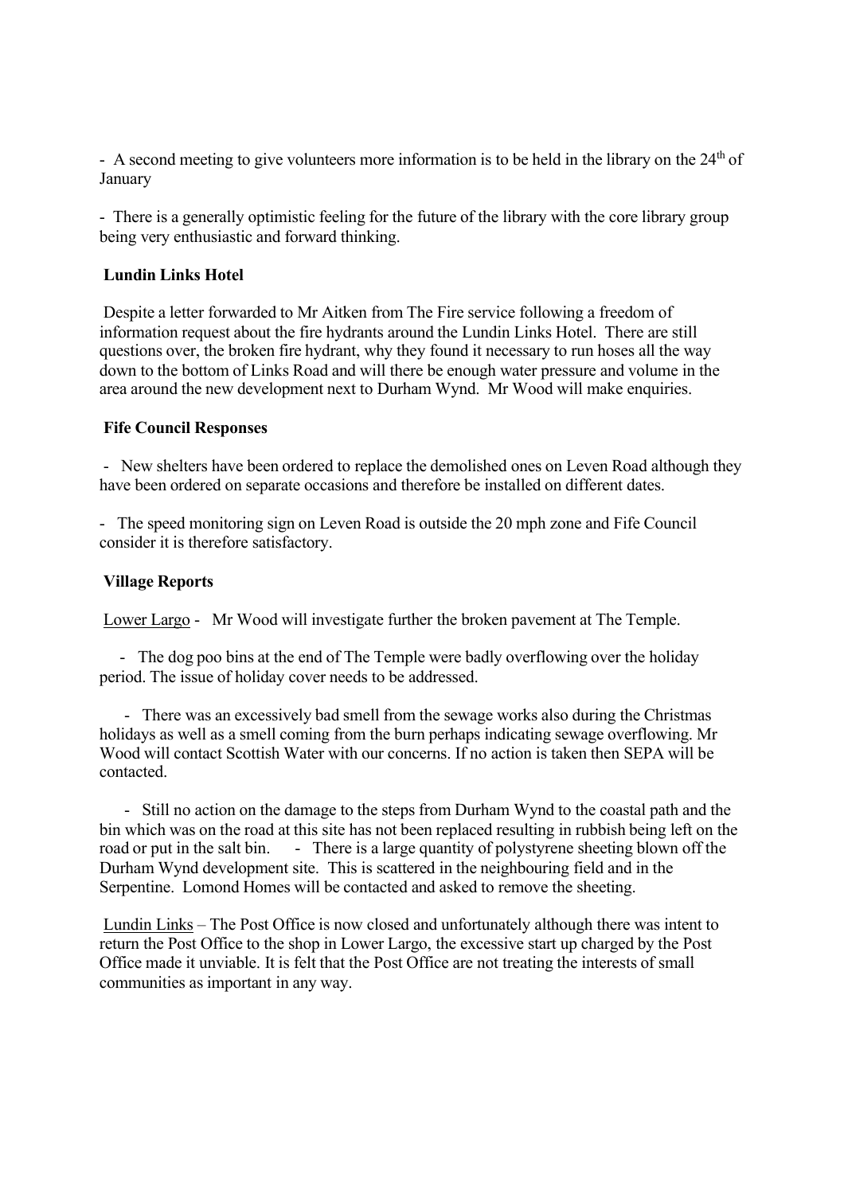- A second meeting to give volunteers more information is to be held in the library on the 24th of January

- There is a generally optimistic feeling for the future of the library with the core library group being very enthusiastic and forward thinking.

**Lundin Links Hotel**

Despite a letter forwarded to Mr Aitken from The Fire service following a freedom of information request about the fire hydrants around the Lundin Links Hotel. There are still questions over, the broken fire hydrant, why they found it necessary to run hoses all the way down to the bottom of Links Road and will there be enough water pressure and volume in the area around the new development next to Durham Wynd. Mr Wood will make enquiries.

**Fife Council Responses**

- New shelters have been ordered to replace the demolished ones on Leven Road although they have been ordered on separate occasions and therefore be installed on different dates.

- The speed monitoring sign on Leven Road is outside the 20 mph zone and Fife Council consider it is therefore satisfactory.

**Village Reports**

Lower Largo - Mr Wood will investigate further the broken pavement at The Temple.

- The dog poo bins at the end of The Temple were badly overflowing over the holiday period. The issue of holiday cover needs to be addressed.

- There was an excessively bad smell from the sewage works also during the Christmas holidays as well as a smell coming from the burn perhaps indicating sewage overflowing. Mr Wood will contact Scottish Water with our concerns. If no action is taken then SEPA will be contacted.

- Still no action on the damage to the steps from Durham Wynd to the coastal path and the bin which was on the road at this site has not been replaced resulting in rubbish being left on the road or put in the salt bin. - There is a large quantity of polystyrene sheeting blown off the Durham Wynd development site. This is scattered in the neighbouring field and in the Serpentine. Lomond Homes will be contacted and asked to remove the sheeting.

Lundin Links – The Post Office is now closed and unfortunately although there was intent to return the Post Office to the shop in Lower Largo, the excessive start up charged by the Post Office made it unviable. It is felt that the Post Office are not treating the interests of small communities as important in any way.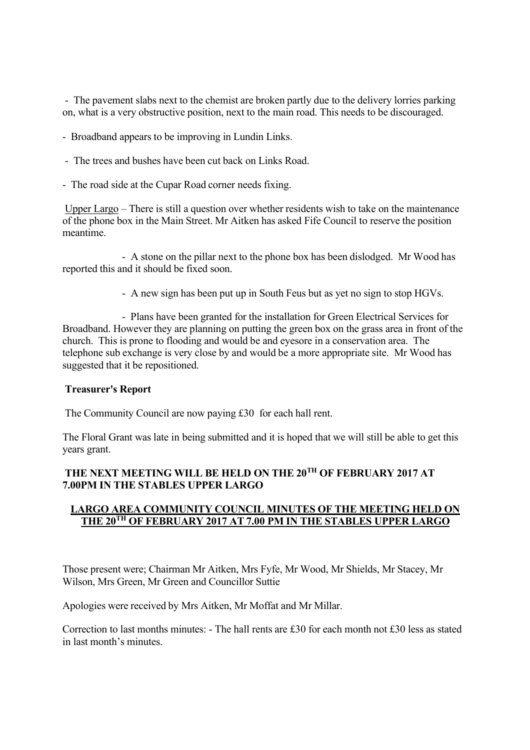- The pavement slabs next to the chemist are broken partly due to the delivery lorries parking on, what is a very obstructive position, next to the main road. This needs to be discouraged.

- Broadband appears to be improving in Lundin Links.

- The trees and bushes have been cut back on Links Road.

- The road side at the Cupar Road corner needs fixing.

Upper Largo – There is still a question over whether residents wish to take on the maintenance of the phone box in the Main Street. Mr Aitken has asked Fife Council to reserve the position meantime.

- A stone on the pillar next to the phone box has been dislodged. Mr Wood has reported this and it should be fixed soon.

- A new sign has been put up in South Feus but as yet no sign to stop HGVs.

- Plans have been granted for the installation for Green Electrical Services for Broadband. However they are planning on putting the green box on the grass area in front of the church. This is prone to flooding and would be and eyesore in a conservation area. The telephone sub exchange is very close by and would be a more appropriate site. Mr Wood has suggested that it be repositioned.

**Treasurer's Report**

The Community Council are now paying £30 for each hall rent.

The Floral Grant was late in being submitted and it is hoped that we will still be able to get this years grant.

**THE NEXT MEETING WILL BE HELD ON THE 20TH OF FEBRUARY 2017 AT 7.00PM IN THE STABLES UPPER LARGO**

## LARGO AREA COMMUNITY COUNCIL MINUTES OF THE MEETING HELD ON THE 20TH OF FEBRUARY 2017 AT 7.00 PM IN THE STABLES UPPER LARGO

Those present were; Chairman Mr Aitken, Mrs Fyfe, Mr Wood, Mr Shields, Mr Stacey, Mr Wilson, Mrs Green, Mr Green and Councillor Suttie

Apologies were received by Mrs Aitken, Mr Moffat and Mr Millar.

Correction to last months minutes: - The hall rents are £30 for each month not £30 less as stated in last month's minutes.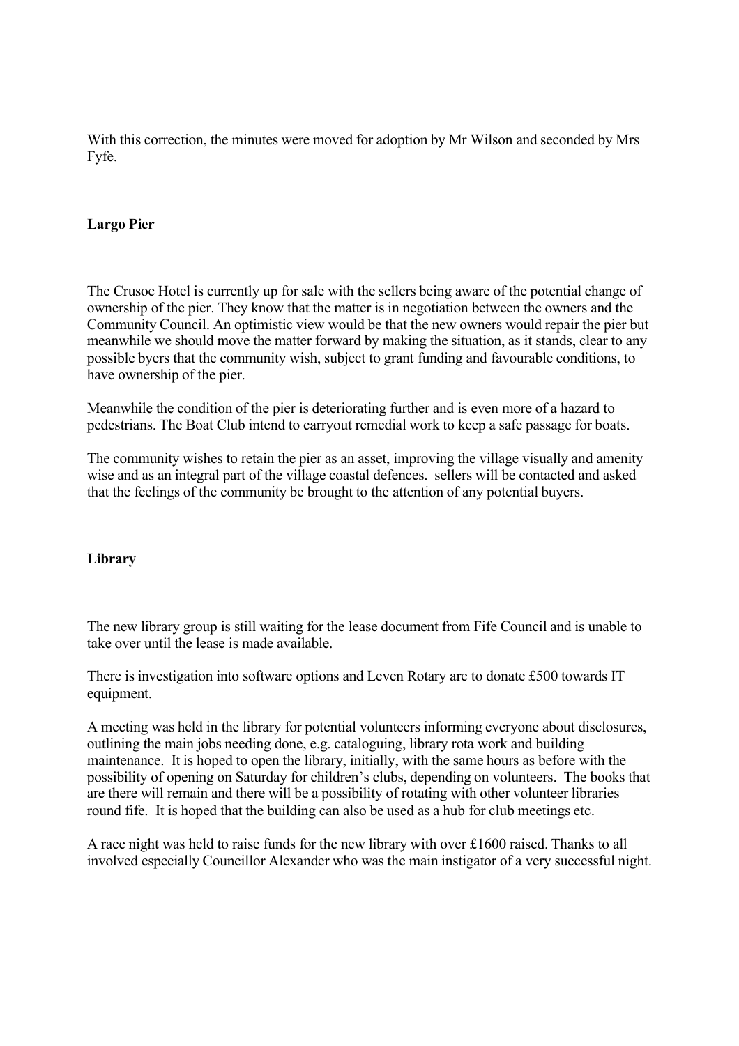With this correction, the minutes were moved for adoption by Mr Wilson and seconded by Mrs Fyfe.

**Largo Pier**

The Crusoe Hotel is currently up for sale with the sellers being aware of the potential change of ownership of the pier. They know that the matter is in negotiation between the owners and the Community Council. An optimistic view would be that the new owners would repair the pier but meanwhile we should move the matter forward by making the situation, as it stands, clear to any possible byers that the community wish, subject to grant funding and favourable conditions, to have ownership of the pier.

Meanwhile the condition of the pier is deteriorating further and is even more of a hazard to pedestrians. The Boat Club intend to carryout remedial work to keep a safe passage for boats.

The community wishes to retain the pier as an asset, improving the village visually and amenity wise and as an integral part of the village coastal defences.  sellers will be contacted and asked that the feelings of the community be brought to the attention of any potential buyers.

**Library**

The new library group is still waiting for the lease document from Fife Council and is unable to take over until the lease is made available.

There is investigation into software options and Leven Rotary are to donate £500 towards IT equipment.

A meeting was held in the library for potential volunteers informing everyone about disclosures, outlining the main jobs needing done, e.g. cataloguing, library rota work and building maintenance.  It is hoped to open the library, initially, with the same hours as before with the possibility of opening on Saturday for children's clubs, depending on volunteers.  The books that are there will remain and there will be a possibility of rotating with other volunteer libraries round fife.  It is hoped that the building can also be used as a hub for club meetings etc.

A race night was held to raise funds for the new library with over £1600 raised. Thanks to all involved especially Councillor Alexander who was the main instigator of a very successful night.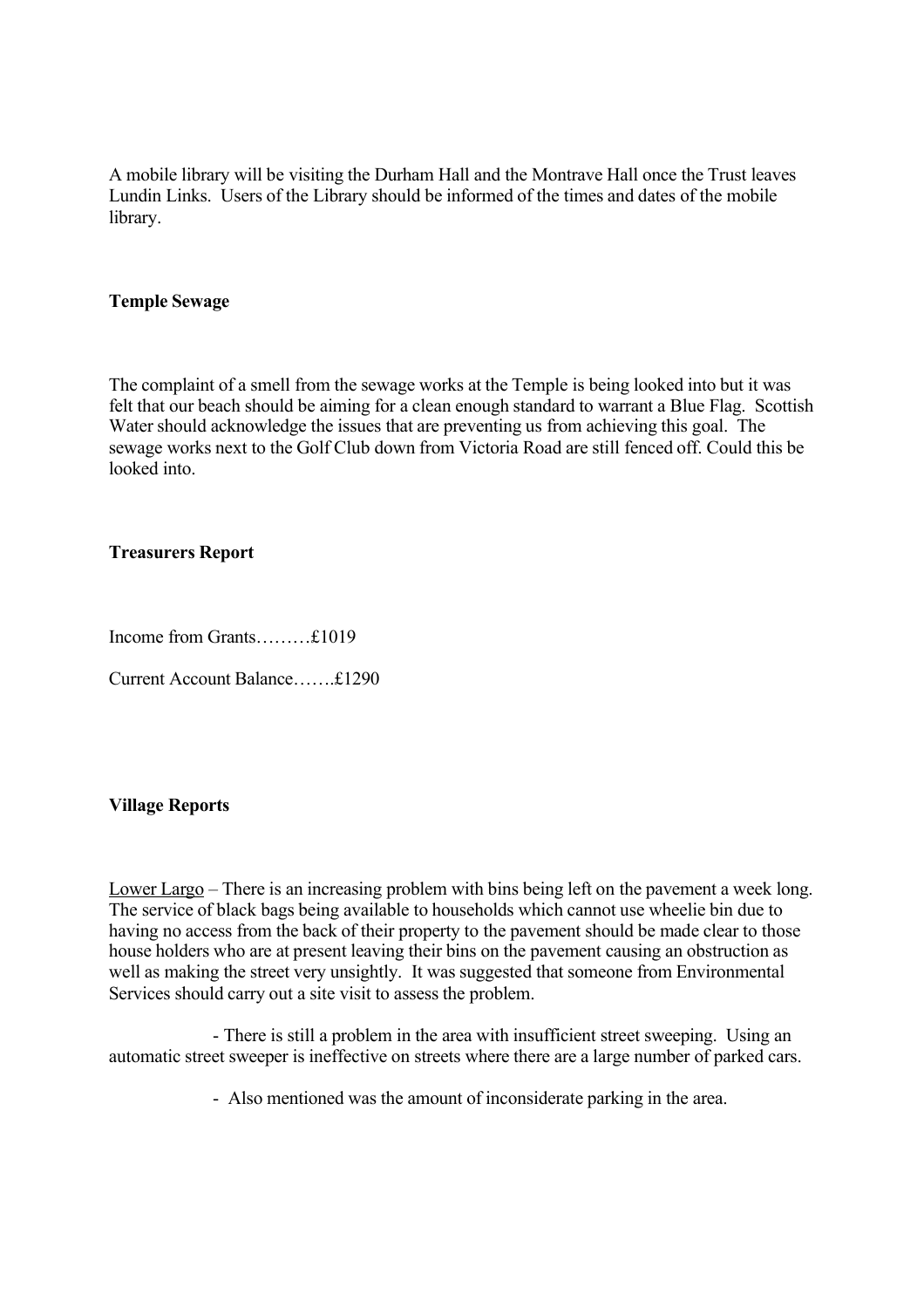A mobile library will be visiting the Durham Hall and the Montrave Hall once the Trust leaves Lundin Links. Users of the Library should be informed of the times and dates of the mobile library.

**Temple Sewage**

The complaint of a smell from the sewage works at the Temple is being looked into but it was felt that our beach should be aiming for a clean enough standard to warrant a Blue Flag. Scottish Water should acknowledge the issues that are preventing us from achieving this goal. The sewage works next to the Golf Club down from Victoria Road are still fenced off. Could this be looked into.

**Treasurers Report**

Income from Grants………£1019

Current Account Balance…….£1290

**Village Reports**

Lower Largo – There is an increasing problem with bins being left on the pavement a week long. The service of black bags being available to households which cannot use wheelie bin due to having no access from the back of their property to the pavement should be made clear to those house holders who are at present leaving their bins on the pavement causing an obstruction as well as making the street very unsightly. It was suggested that someone from Environmental Services should carry out a site visit to assess the problem.

- There is still a problem in the area with insufficient street sweeping. Using an automatic street sweeper is ineffective on streets where there are a large number of parked cars.

- Also mentioned was the amount of inconsiderate parking in the area.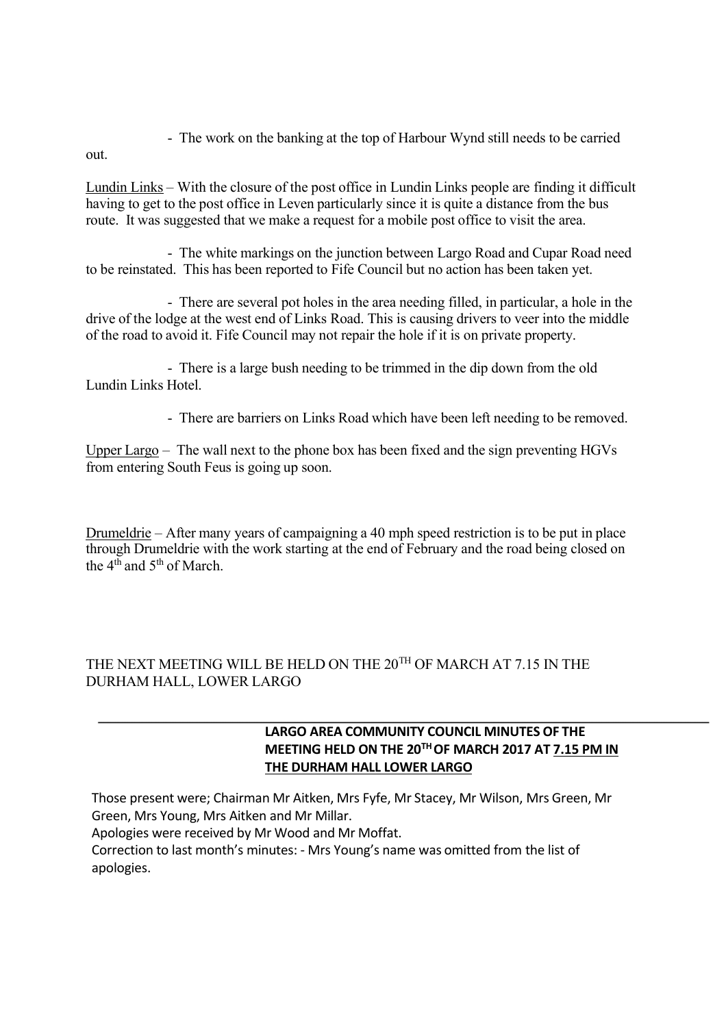- The work on the banking at the top of Harbour Wynd still needs to be carried out.

Lundin Links – With the closure of the post office in Lundin Links people are finding it difficult having to get to the post office in Leven particularly since it is quite a distance from the bus route. It was suggested that we make a request for a mobile post office to visit the area.

- The white markings on the junction between Largo Road and Cupar Road need to be reinstated. This has been reported to Fife Council but no action has been taken yet.

- There are several pot holes in the area needing filled, in particular, a hole in the drive of the lodge at the west end of Links Road. This is causing drivers to veer into the middle of the road to avoid it. Fife Council may not repair the hole if it is on private property.

- There is a large bush needing to be trimmed in the dip down from the old Lundin Links Hotel.

- There are barriers on Links Road which have been left needing to be removed.

Upper Largo – The wall next to the phone box has been fixed and the sign preventing HGVs from entering South Feus is going up soon.

Drumeldrie – After many years of campaigning a 40 mph speed restriction is to be put in place through Drumeldrie with the work starting at the end of February and the road being closed on the 4th and 5th of March.

THE NEXT MEETING WILL BE HELD ON THE 20TH OF MARCH AT 7.15 IN THE DURHAM HALL, LOWER LARGO

---

**LARGO AREA COMMUNITY COUNCIL MINUTES OF THE MEETING HELD ON THE 20TH OF MARCH 2017 AT <u>7.15 PM IN THE DURHAM HALL LOWER LARGO</u>**

Those present were; Chairman Mr Aitken, Mrs Fyfe, Mr Stacey, Mr Wilson, Mrs Green, Mr Green, Mrs Young, Mrs Aitken and Mr Millar.

Apologies were received by Mr Wood and Mr Moffat.

Correction to last month's minutes: - Mrs Young's name was omitted from the list of apologies.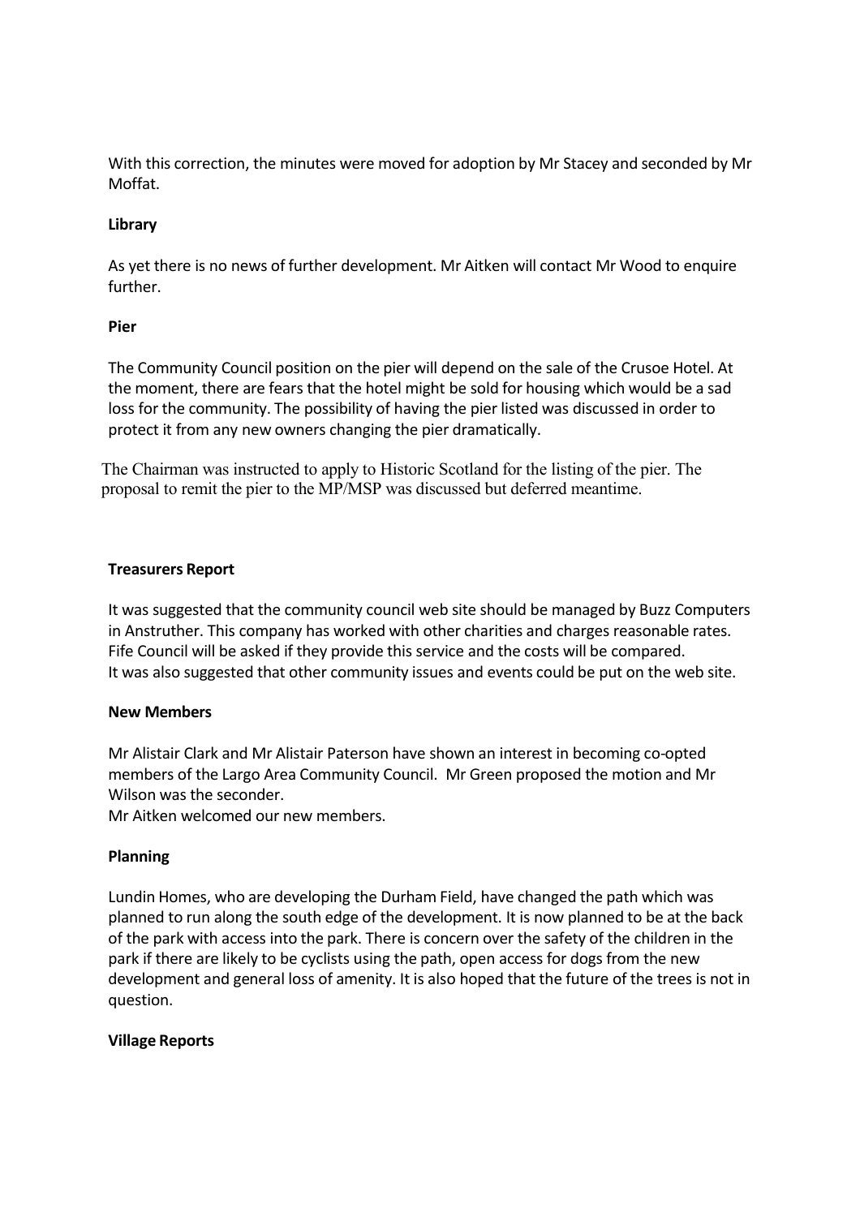With this correction, the minutes were moved for adoption by Mr Stacey and seconded by Mr Moffat.

**Library**

As yet there is no news of further development. Mr Aitken will contact Mr Wood to enquire further.

**Pier**

The Community Council position on the pier will depend on the sale of the Crusoe Hotel. At the moment, there are fears that the hotel might be sold for housing which would be a sad loss for the community. The possibility of having the pier listed was discussed in order to protect it from any new owners changing the pier dramatically.

The Chairman was instructed to apply to Historic Scotland for the listing of the pier. The proposal to remit the pier to the MP/MSP was discussed but deferred meantime.

**Treasurers Report**

It was suggested that the community council web site should be managed by Buzz Computers in Anstruther. This company has worked with other charities and charges reasonable rates. Fife Council will be asked if they provide this service and the costs will be compared.
It was also suggested that other community issues and events could be put on the web site.

**New Members**

Mr Alistair Clark and Mr Alistair Paterson have shown an interest in becoming co-opted members of the Largo Area Community Council. Mr Green proposed the motion and Mr Wilson was the seconder.
Mr Aitken welcomed our new members.

**Planning**

Lundin Homes, who are developing the Durham Field, have changed the path which was planned to run along the south edge of the development. It is now planned to be at the back of the park with access into the park. There is concern over the safety of the children in the park if there are likely to be cyclists using the path, open access for dogs from the new development and general loss of amenity. It is also hoped that the future of the trees is not in question.

**Village Reports**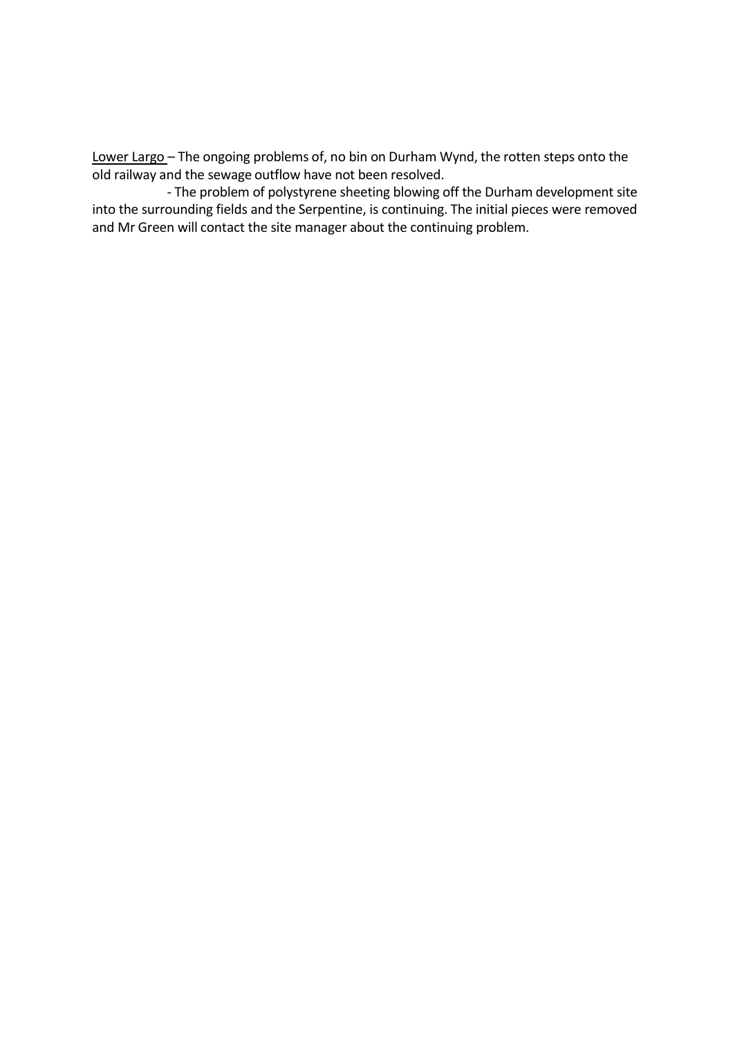<u>Lower Largo</u> – The ongoing problems of, no bin on Durham Wynd, the rotten steps onto the old railway and the sewage outflow have not been resolved.

- The problem of polystyrene sheeting blowing off the Durham development site into the surrounding fields and the Serpentine, is continuing. The initial pieces were removed and Mr Green will contact the site manager about the continuing problem.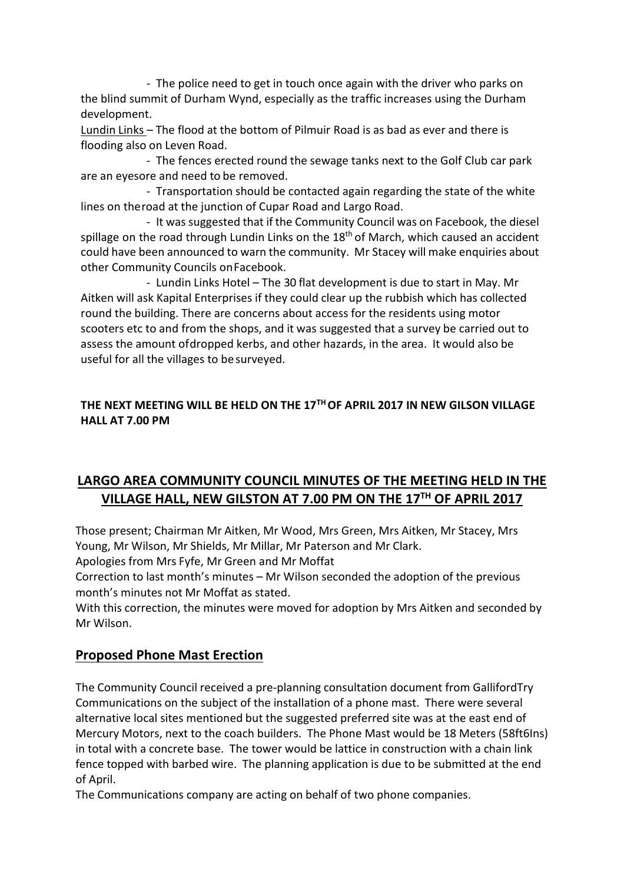- The police need to get in touch once again with the driver who parks on the blind summit of Durham Wynd, especially as the traffic increases using the Durham development.

Lundin Links – The flood at the bottom of Pilmuir Road is as bad as ever and there is flooding also on Leven Road.

- The fences erected round the sewage tanks next to the Golf Club car park are an eyesore and need to be removed.
- Transportation should be contacted again regarding the state of the white lines on theroad at the junction of Cupar Road and Largo Road.
- It was suggested that if the Community Council was on Facebook, the diesel spillage on the road through Lundin Links on the 18th of March, which caused an accident could have been announced to warn the community. Mr Stacey will make enquiries about other Community Councils onFacebook.
- Lundin Links Hotel – The 30 flat development is due to start in May. Mr Aitken will ask Kapital Enterprises if they could clear up the rubbish which has collected round the building. There are concerns about access for the residents using motor scooters etc to and from the shops, and it was suggested that a survey be carried out to assess the amount ofdropped kerbs, and other hazards, in the area. It would also be useful for all the villages to besurveyed.

**THE NEXT MEETING WILL BE HELD ON THE 17TH OF APRIL 2017 IN NEW GILSON VILLAGE HALL AT 7.00 PM**

## LARGO AREA COMMUNITY COUNCIL MINUTES OF THE MEETING HELD IN THE VILLAGE HALL, NEW GILSTON AT 7.00 PM ON THE 17TH OF APRIL 2017

Those present; Chairman Mr Aitken, Mr Wood, Mrs Green, Mrs Aitken, Mr Stacey, Mrs Young, Mr Wilson, Mr Shields, Mr Millar, Mr Paterson and Mr Clark.

Apologies from Mrs Fyfe, Mr Green and Mr Moffat

Correction to last month's minutes – Mr Wilson seconded the adoption of the previous month's minutes not Mr Moffat as stated.

With this correction, the minutes were moved for adoption by Mrs Aitken and seconded by Mr Wilson.

### Proposed Phone Mast Erection

The Community Council received a pre-planning consultation document from GallifordTry Communications on the subject of the installation of a phone mast. There were several alternative local sites mentioned but the suggested preferred site was at the east end of Mercury Motors, next to the coach builders. The Phone Mast would be 18 Meters (58ft6Ins) in total with a concrete base. The tower would be lattice in construction with a chain link fence topped with barbed wire. The planning application is due to be submitted at the end of April.

The Communications company are acting on behalf of two phone companies.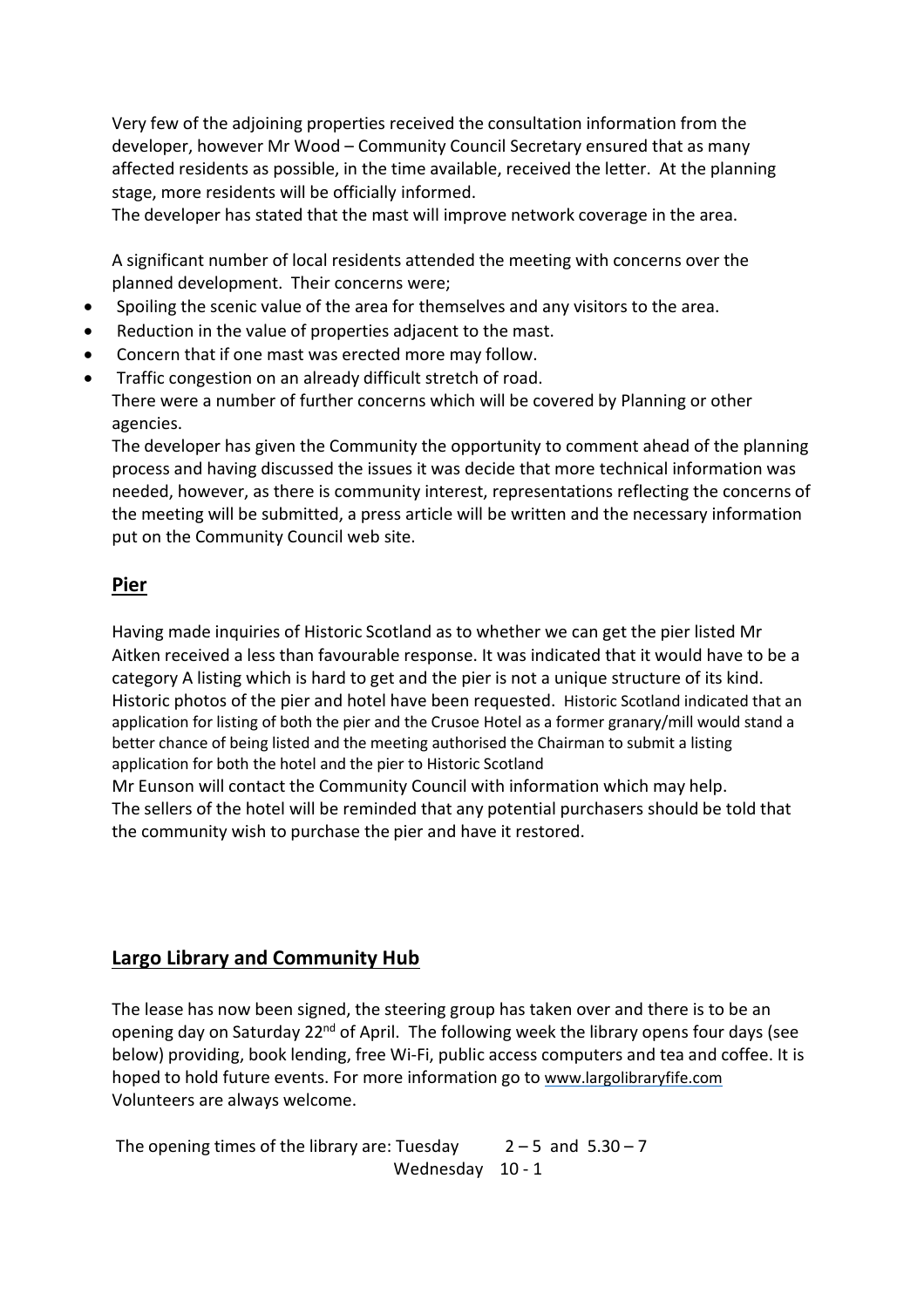Very few of the adjoining properties received the consultation information from the developer, however Mr Wood – Community Council Secretary ensured that as many affected residents as possible, in the time available, received the letter. At the planning stage, more residents will be officially informed.
The developer has stated that the mast will improve network coverage in the area.

A significant number of local residents attended the meeting with concerns over the planned development. Their concerns were;

- Spoiling the scenic value of the area for themselves and any visitors to the area.
- Reduction in the value of properties adjacent to the mast.
- Concern that if one mast was erected more may follow.
- Traffic congestion on an already difficult stretch of road.

There were a number of further concerns which will be covered by Planning or other agencies.
The developer has given the Community the opportunity to comment ahead of the planning process and having discussed the issues it was decide that more technical information was needed, however, as there is community interest, representations reflecting the concerns of the meeting will be submitted, a press article will be written and the necessary information put on the Community Council web site.

## Pier

Having made inquiries of Historic Scotland as to whether we can get the pier listed Mr Aitken received a less than favourable response. It was indicated that it would have to be a category A listing which is hard to get and the pier is not a unique structure of its kind. Historic photos of the pier and hotel have been requested. Historic Scotland indicated that an application for listing of both the pier and the Crusoe Hotel as a former granary/mill would stand a better chance of being listed and the meeting authorised the Chairman to submit a listing application for both the hotel and the pier to Historic Scotland
Mr Eunson will contact the Community Council with information which may help.
The sellers of the hotel will be reminded that any potential purchasers should be told that the community wish to purchase the pier and have it restored.

## Largo Library and Community Hub

The lease has now been signed, the steering group has taken over and there is to be an opening day on Saturday 22nd of April. The following week the library opens four days (see below) providing, book lending, free Wi-Fi, public access computers and tea and coffee. It is hoped to hold future events. For more information go to www.largolibraryfife.com
Volunteers are always welcome.

The opening times of the library are: Tuesday 2 – 5 and 5.30 – 7
Wednesday 10 - 1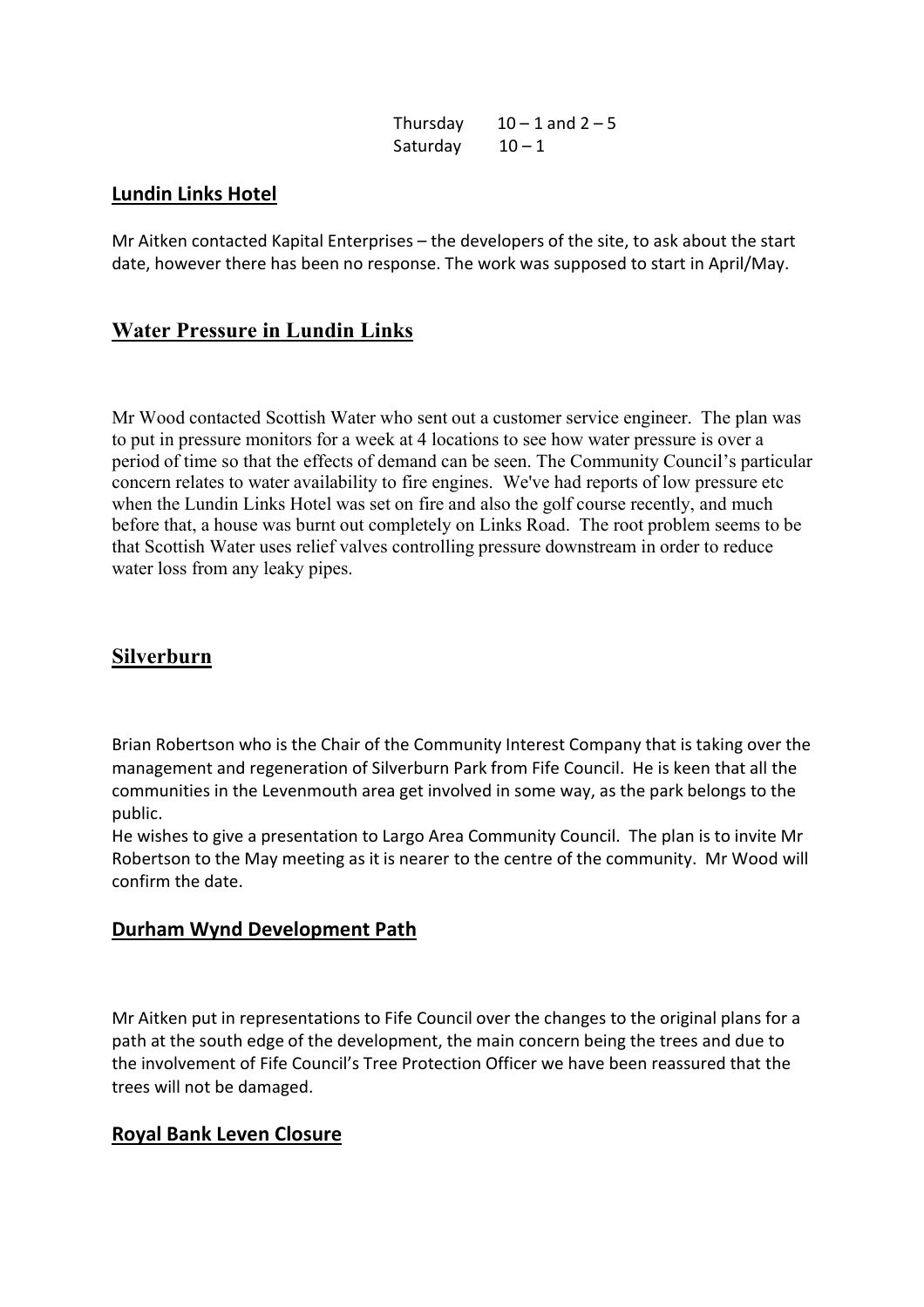| | |
|---|---|
| Thursday | 10 – 1 and 2 – 5 |
| Saturday | 10 – 1 |

## Lundin Links Hotel

Mr Aitken contacted Kapital Enterprises – the developers of the site, to ask about the start date, however there has been no response. The work was supposed to start in April/May.

## Water Pressure in Lundin Links

Mr Wood contacted Scottish Water who sent out a customer service engineer. The plan was to put in pressure monitors for a week at 4 locations to see how water pressure is over a period of time so that the effects of demand can be seen. The Community Council's particular concern relates to water availability to fire engines. We've had reports of low pressure etc when the Lundin Links Hotel was set on fire and also the golf course recently, and much before that, a house was burnt out completely on Links Road. The root problem seems to be that Scottish Water uses relief valves controlling pressure downstream in order to reduce water loss from any leaky pipes.

## Silverburn

Brian Robertson who is the Chair of the Community Interest Company that is taking over the management and regeneration of Silverburn Park from Fife Council. He is keen that all the communities in the Levenmouth area get involved in some way, as the park belongs to the public.

He wishes to give a presentation to Largo Area Community Council. The plan is to invite Mr Robertson to the May meeting as it is nearer to the centre of the community. Mr Wood will confirm the date.

## Durham Wynd Development Path

Mr Aitken put in representations to Fife Council over the changes to the original plans for a path at the south edge of the development, the main concern being the trees and due to the involvement of Fife Council's Tree Protection Officer we have been reassured that the trees will not be damaged.

## Royal Bank Leven Closure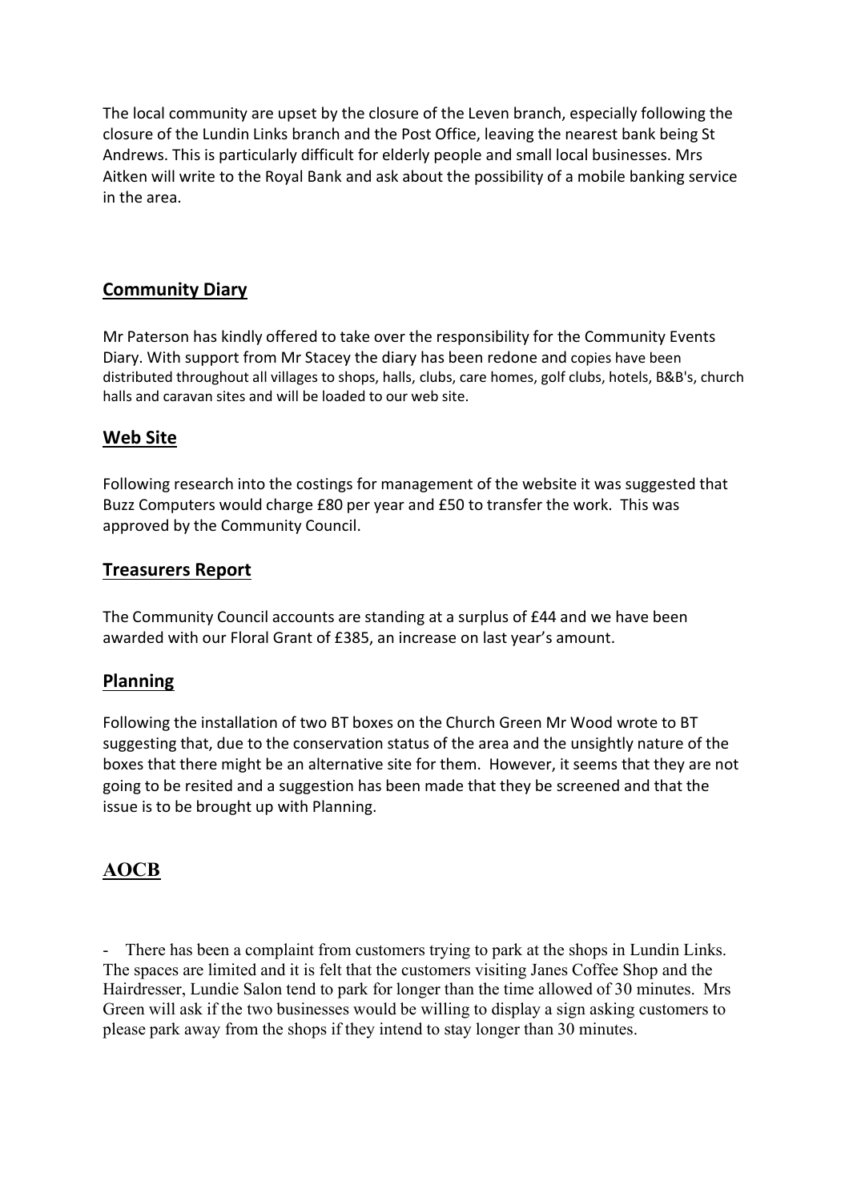The local community are upset by the closure of the Leven branch, especially following the closure of the Lundin Links branch and the Post Office, leaving the nearest bank being St Andrews. This is particularly difficult for elderly people and small local businesses. Mrs Aitken will write to the Royal Bank and ask about the possibility of a mobile banking service in the area.

## Community Diary

Mr Paterson has kindly offered to take over the responsibility for the Community Events Diary. With support from Mr Stacey the diary has been redone and copies have been distributed throughout all villages to shops, halls, clubs, care homes, golf clubs, hotels, B&B's, church halls and caravan sites and will be loaded to our web site.

## Web Site

Following research into the costings for management of the website it was suggested that Buzz Computers would charge £80 per year and £50 to transfer the work. This was approved by the Community Council.

## Treasurers Report

The Community Council accounts are standing at a surplus of £44 and we have been awarded with our Floral Grant of £385, an increase on last year's amount.

## Planning

Following the installation of two BT boxes on the Church Green Mr Wood wrote to BT suggesting that, due to the conservation status of the area and the unsightly nature of the boxes that there might be an alternative site for them. However, it seems that they are not going to be resited and a suggestion has been made that they be screened and that the issue is to be brought up with Planning.

## AOCB

- There has been a complaint from customers trying to park at the shops in Lundin Links. The spaces are limited and it is felt that the customers visiting Janes Coffee Shop and the Hairdresser, Lundie Salon tend to park for longer than the time allowed of 30 minutes. Mrs Green will ask if the two businesses would be willing to display a sign asking customers to please park away from the shops if they intend to stay longer than 30 minutes.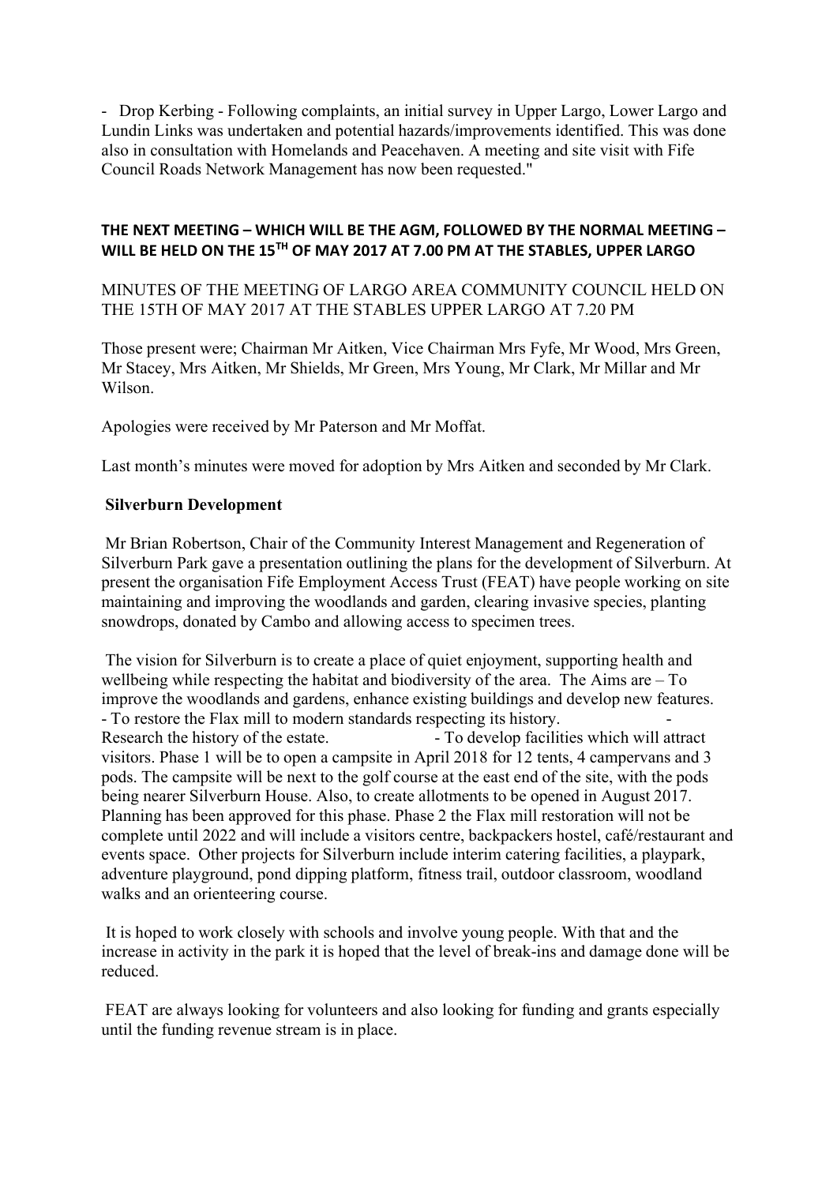- Drop Kerbing - Following complaints, an initial survey in Upper Largo, Lower Largo and Lundin Links was undertaken and potential hazards/improvements identified. This was done also in consultation with Homelands and Peacehaven. A meeting and site visit with Fife Council Roads Network Management has now been requested."

**THE NEXT MEETING – WHICH WILL BE THE AGM, FOLLOWED BY THE NORMAL MEETING – WILL BE HELD ON THE 15TH OF MAY 2017 AT 7.00 PM AT THE STABLES, UPPER LARGO**

MINUTES OF THE MEETING OF LARGO AREA COMMUNITY COUNCIL HELD ON THE 15TH OF MAY 2017 AT THE STABLES UPPER LARGO AT 7.20 PM

Those present were; Chairman Mr Aitken, Vice Chairman Mrs Fyfe, Mr Wood, Mrs Green, Mr Stacey, Mrs Aitken, Mr Shields, Mr Green, Mrs Young, Mr Clark, Mr Millar and Mr Wilson.

Apologies were received by Mr Paterson and Mr Moffat.

Last month's minutes were moved for adoption by Mrs Aitken and seconded by Mr Clark.

**Silverburn Development**

Mr Brian Robertson, Chair of the Community Interest Management and Regeneration of Silverburn Park gave a presentation outlining the plans for the development of Silverburn. At present the organisation Fife Employment Access Trust (FEAT) have people working on site maintaining and improving the woodlands and garden, clearing invasive species, planting snowdrops, donated by Cambo and allowing access to specimen trees.

The vision for Silverburn is to create a place of quiet enjoyment, supporting health and wellbeing while respecting the habitat and biodiversity of the area. The Aims are – To improve the woodlands and gardens, enhance existing buildings and develop new features. - To restore the Flax mill to modern standards respecting its history. - Research the history of the estate. - To develop facilities which will attract visitors. Phase 1 will be to open a campsite in April 2018 for 12 tents, 4 campervans and 3 pods. The campsite will be next to the golf course at the east end of the site, with the pods being nearer Silverburn House. Also, to create allotments to be opened in August 2017. Planning has been approved for this phase. Phase 2 the Flax mill restoration will not be complete until 2022 and will include a visitors centre, backpackers hostel, café/restaurant and events space. Other projects for Silverburn include interim catering facilities, a playpark, adventure playground, pond dipping platform, fitness trail, outdoor classroom, woodland walks and an orienteering course.

It is hoped to work closely with schools and involve young people. With that and the increase in activity in the park it is hoped that the level of break-ins and damage done will be reduced.

FEAT are always looking for volunteers and also looking for funding and grants especially until the funding revenue stream is in place.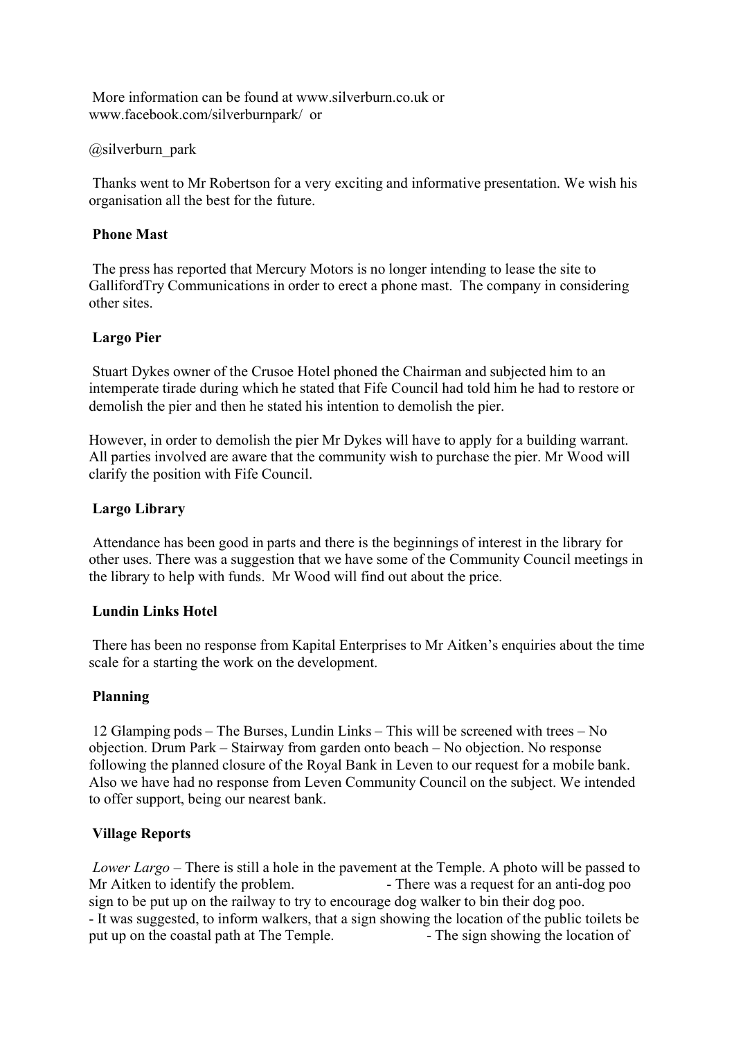More information can be found at www.silverburn.co.uk or www.facebook.com/silverburnpark/ or

@silverburn_park

Thanks went to Mr Robertson for a very exciting and informative presentation. We wish his organisation all the best for the future.

**Phone Mast**

The press has reported that Mercury Motors is no longer intending to lease the site to GallifordTry Communications in order to erect a phone mast. The company in considering other sites.

**Largo Pier**

Stuart Dykes owner of the Crusoe Hotel phoned the Chairman and subjected him to an intemperate tirade during which he stated that Fife Council had told him he had to restore or demolish the pier and then he stated his intention to demolish the pier.

However, in order to demolish the pier Mr Dykes will have to apply for a building warrant. All parties involved are aware that the community wish to purchase the pier. Mr Wood will clarify the position with Fife Council.

**Largo Library**

Attendance has been good in parts and there is the beginnings of interest in the library for other uses. There was a suggestion that we have some of the Community Council meetings in the library to help with funds. Mr Wood will find out about the price.

**Lundin Links Hotel**

There has been no response from Kapital Enterprises to Mr Aitken's enquiries about the time scale for a starting the work on the development.

**Planning**

12 Glamping pods – The Burses, Lundin Links – This will be screened with trees – No objection. Drum Park – Stairway from garden onto beach – No objection. No response following the planned closure of the Royal Bank in Leven to our request for a mobile bank. Also we have had no response from Leven Community Council on the subject. We intended to offer support, being our nearest bank.

**Village Reports**

*Lower Largo* – There is still a hole in the pavement at the Temple. A photo will be passed to Mr Aitken to identify the problem. - There was a request for an anti-dog poo sign to be put up on the railway to try to encourage dog walker to bin their dog poo.
- It was suggested, to inform walkers, that a sign showing the location of the public toilets be put up on the coastal path at The Temple. - The sign showing the location of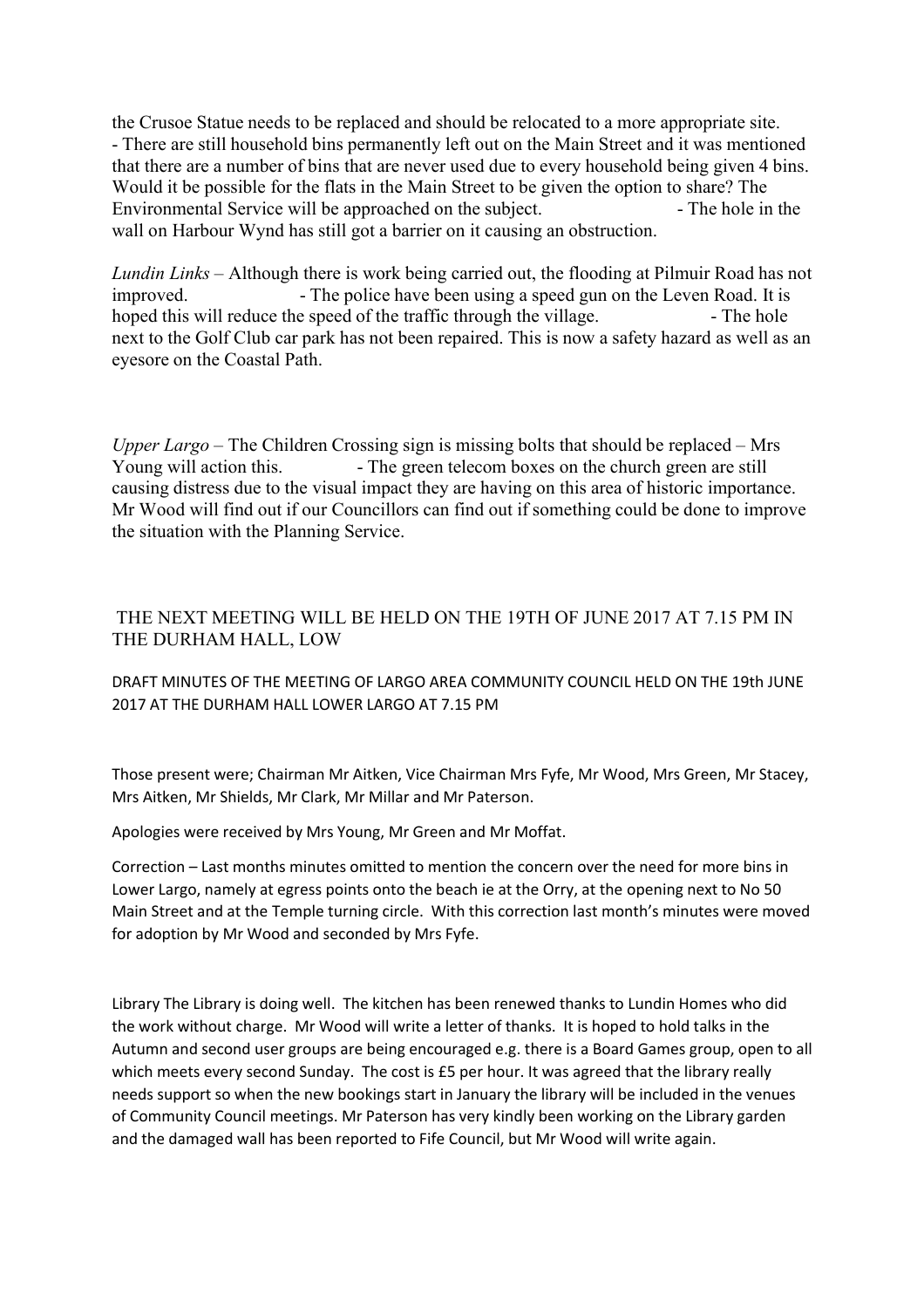the Crusoe Statue needs to be replaced and should be relocated to a more appropriate site. - There are still household bins permanently left out on the Main Street and it was mentioned that there are a number of bins that are never used due to every household being given 4 bins. Would it be possible for the flats in the Main Street to be given the option to share? The Environmental Service will be approached on the subject. - The hole in the wall on Harbour Wynd has still got a barrier on it causing an obstruction.

*Lundin Links* – Although there is work being carried out, the flooding at Pilmuir Road has not improved. - The police have been using a speed gun on the Leven Road. It is hoped this will reduce the speed of the traffic through the village. - The hole next to the Golf Club car park has not been repaired. This is now a safety hazard as well as an eyesore on the Coastal Path.

*Upper Largo* – The Children Crossing sign is missing bolts that should be replaced – Mrs Young will action this. - The green telecom boxes on the church green are still causing distress due to the visual impact they are having on this area of historic importance. Mr Wood will find out if our Councillors can find out if something could be done to improve the situation with the Planning Service.

THE NEXT MEETING WILL BE HELD ON THE 19TH OF JUNE 2017 AT 7.15 PM IN THE DURHAM HALL, LOW

DRAFT MINUTES OF THE MEETING OF LARGO AREA COMMUNITY COUNCIL HELD ON THE 19th JUNE 2017 AT THE DURHAM HALL LOWER LARGO AT 7.15 PM

Those present were; Chairman Mr Aitken, Vice Chairman Mrs Fyfe, Mr Wood, Mrs Green, Mr Stacey, Mrs Aitken, Mr Shields, Mr Clark, Mr Millar and Mr Paterson.

Apologies were received by Mrs Young, Mr Green and Mr Moffat.

Correction – Last months minutes omitted to mention the concern over the need for more bins in Lower Largo, namely at egress points onto the beach ie at the Orry, at the opening next to No 50 Main Street and at the Temple turning circle. With this correction last month's minutes were moved for adoption by Mr Wood and seconded by Mrs Fyfe.

Library The Library is doing well. The kitchen has been renewed thanks to Lundin Homes who did the work without charge. Mr Wood will write a letter of thanks. It is hoped to hold talks in the Autumn and second user groups are being encouraged e.g. there is a Board Games group, open to all which meets every second Sunday. The cost is £5 per hour. It was agreed that the library really needs support so when the new bookings start in January the library will be included in the venues of Community Council meetings. Mr Paterson has very kindly been working on the Library garden and the damaged wall has been reported to Fife Council, but Mr Wood will write again.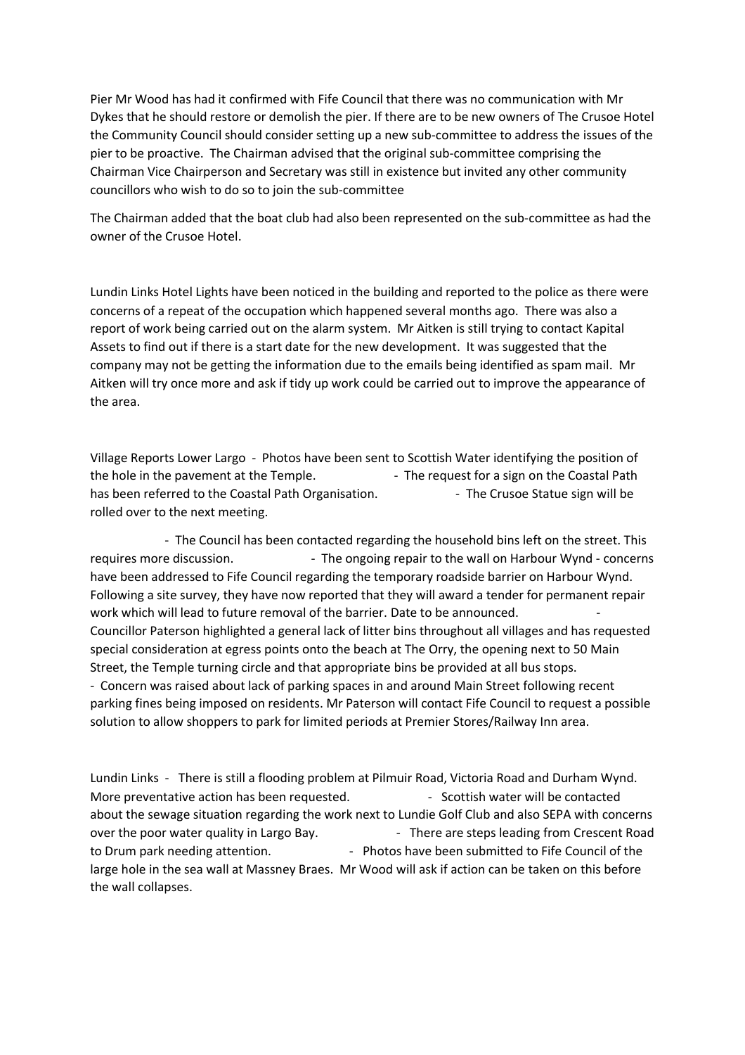Pier Mr Wood has had it confirmed with Fife Council that there was no communication with Mr Dykes that he should restore or demolish the pier. If there are to be new owners of The Crusoe Hotel the Community Council should consider setting up a new sub-committee to address the issues of the pier to be proactive. The Chairman advised that the original sub-committee comprising the Chairman Vice Chairperson and Secretary was still in existence but invited any other community councillors who wish to do so to join the sub-committee

The Chairman added that the boat club had also been represented on the sub-committee as had the owner of the Crusoe Hotel.

Lundin Links Hotel Lights have been noticed in the building and reported to the police as there were concerns of a repeat of the occupation which happened several months ago. There was also a report of work being carried out on the alarm system. Mr Aitken is still trying to contact Kapital Assets to find out if there is a start date for the new development. It was suggested that the company may not be getting the information due to the emails being identified as spam mail. Mr Aitken will try once more and ask if tidy up work could be carried out to improve the appearance of the area.

Village Reports Lower Largo - Photos have been sent to Scottish Water identifying the position of the hole in the pavement at the Temple. - The request for a sign on the Coastal Path has been referred to the Coastal Path Organisation. - The Crusoe Statue sign will be rolled over to the next meeting.

- The Council has been contacted regarding the household bins left on the street. This requires more discussion. - The ongoing repair to the wall on Harbour Wynd - concerns have been addressed to Fife Council regarding the temporary roadside barrier on Harbour Wynd. Following a site survey, they have now reported that they will award a tender for permanent repair work which will lead to future removal of the barrier. Date to be announced. - Councillor Paterson highlighted a general lack of litter bins throughout all villages and has requested special consideration at egress points onto the beach at The Orry, the opening next to 50 Main Street, the Temple turning circle and that appropriate bins be provided at all bus stops.
- Concern was raised about lack of parking spaces in and around Main Street following recent parking fines being imposed on residents. Mr Paterson will contact Fife Council to request a possible solution to allow shoppers to park for limited periods at Premier Stores/Railway Inn area.

Lundin Links - There is still a flooding problem at Pilmuir Road, Victoria Road and Durham Wynd. More preventative action has been requested. - Scottish water will be contacted about the sewage situation regarding the work next to Lundie Golf Club and also SEPA with concerns over the poor water quality in Largo Bay. - There are steps leading from Crescent Road to Drum park needing attention. - Photos have been submitted to Fife Council of the large hole in the sea wall at Massney Braes. Mr Wood will ask if action can be taken on this before the wall collapses.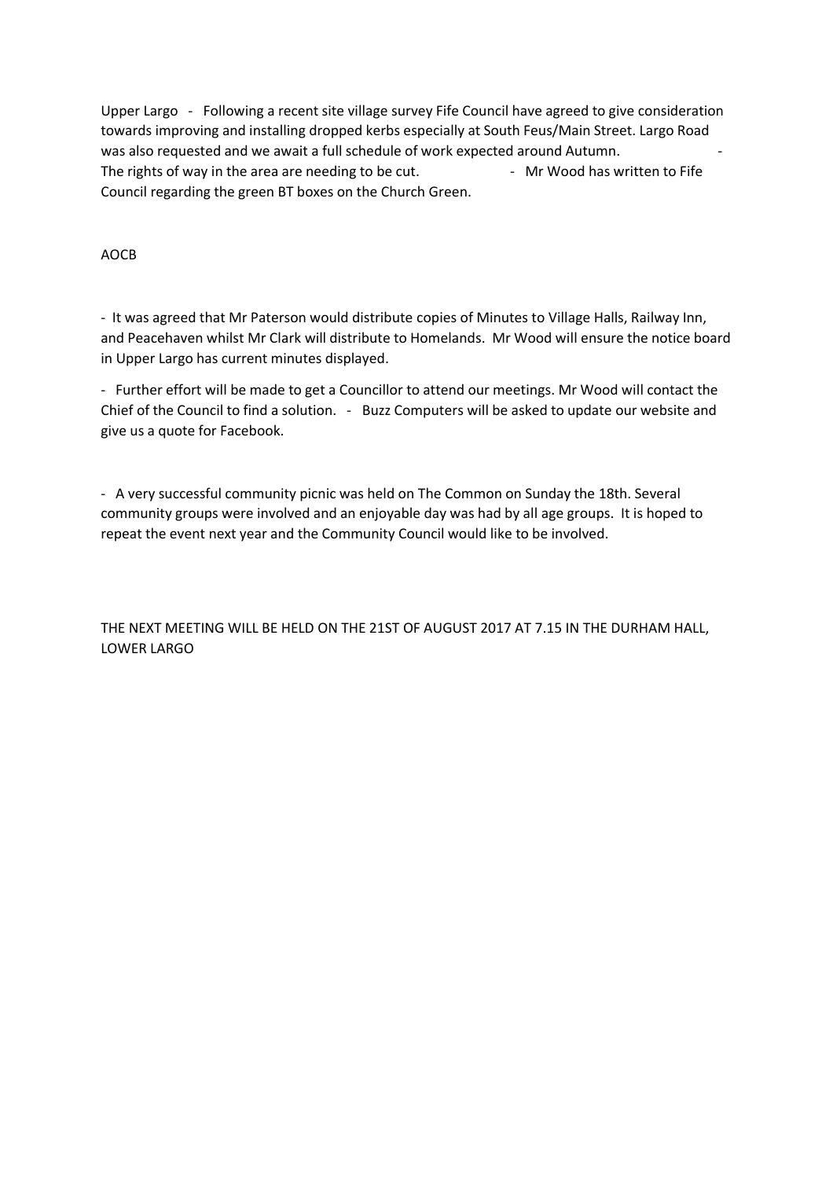Upper Largo - Following a recent site village survey Fife Council have agreed to give consideration towards improving and installing dropped kerbs especially at South Feus/Main Street. Largo Road was also requested and we await a full schedule of work expected around Autumn. - The rights of way in the area are needing to be cut. - Mr Wood has written to Fife Council regarding the green BT boxes on the Church Green.

AOCB

- It was agreed that Mr Paterson would distribute copies of Minutes to Village Halls, Railway Inn, and Peacehaven whilst Mr Clark will distribute to Homelands. Mr Wood will ensure the notice board in Upper Largo has current minutes displayed.

- Further effort will be made to get a Councillor to attend our meetings. Mr Wood will contact the Chief of the Council to find a solution. - Buzz Computers will be asked to update our website and give us a quote for Facebook.

- A very successful community picnic was held on The Common on Sunday the 18th. Several community groups were involved and an enjoyable day was had by all age groups. It is hoped to repeat the event next year and the Community Council would like to be involved.

THE NEXT MEETING WILL BE HELD ON THE 21ST OF AUGUST 2017 AT 7.15 IN THE DURHAM HALL, LOWER LARGO